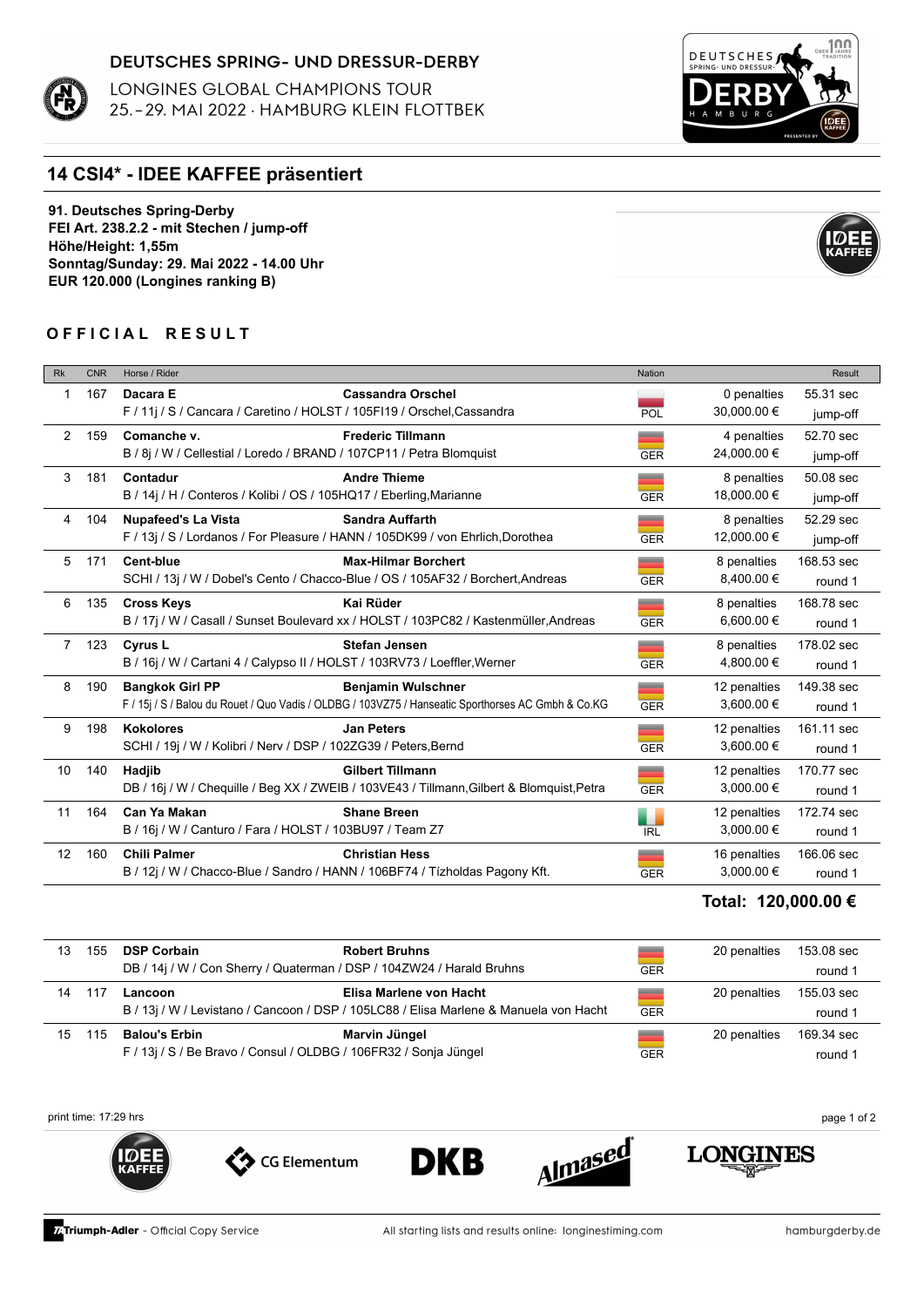DEUTSCHES SPRING- UND DRESSUR-DERBY
LONGINES GLOBAL CHAMPIONS TOUR
25.-29. MAI 2022 · HAMBURG KLEIN FLOTTBEK

## 14 CSI4* - IDEE KAFFEE präsentiert

**91. Deutsches Spring-Derby**
**FEI Art. 238.2.2 - mit Stechen / jump-off**
**Höhe/Height: 1,55m**
**Sonntag/Sunday: 29. Mai 2022 - 14.00 Uhr**
**EUR 120.000 (Longines ranking B)**

### OFFICIAL RESULT

| Rk | CNR | Horse / Rider | | Nation | | Result |
|---|---|---|---|---|---|---|
| 1 | 167 | **Dacara E**<br>F / 11j / S / Cancara / Caretino / HOLST / 105FI19 / Orschel,Cassandra | **Cassandra Orschel** | POL | 0 penalties<br>30,000.00 € | 55.31 sec<br>jump-off |
| 2 | 159 | **Comanche v.**<br>B / 8j / W / Cellestial / Loredo / BRAND / 107CP11 / Petra Blomquist | **Frederic Tillmann** | GER | 4 penalties<br>24,000.00 € | 52.70 sec<br>jump-off |
| 3 | 181 | **Contadur**<br>B / 14j / H / Conteros / Kolibi / OS / 105HQ17 / Eberling,Marianne | **Andre Thieme** | GER | 8 penalties<br>18,000.00 € | 50.08 sec<br>jump-off |
| 4 | 104 | **Nupafeed's La Vista**<br>F / 13j / S / Lordanos / For Pleasure / HANN / 105DK99 / von Ehrlich,Dorothea | **Sandra Auffarth** | GER | 8 penalties<br>12,000.00 € | 52.29 sec<br>jump-off |
| 5 | 171 | **Cent-blue**<br>SCHI / 13j / W / Dobel's Cento / Chacco-Blue / OS / 105AF32 / Borchert,Andreas | **Max-Hilmar Borchert** | GER | 8 penalties<br>8,400.00 € | 168.53 sec<br>round 1 |
| 6 | 135 | **Cross Keys**<br>B / 17j / W / Casall / Sunset Boulevard xx / HOLST / 103PC82 / Kastenmüller,Andreas | **Kai Rüder** | GER | 8 penalties<br>6,600.00 € | 168.78 sec<br>round 1 |
| 7 | 123 | **Cyrus L**<br>B / 16j / W / Cartani 4 / Calypso II / HOLST / 103RV73 / Loeffler,Werner | **Stefan Jensen** | GER | 8 penalties<br>4,800.00 € | 178.02 sec<br>round 1 |
| 8 | 190 | **Bangkok Girl PP**<br>F / 15j / S / Balou du Rouet / Quo Vadis / OLDBG / 103VZ75 / Hanseatic Sporthorses AC Gmbh & Co.KG | **Benjamin Wulschner** | GER | 12 penalties<br>3,600.00 € | 149.38 sec<br>round 1 |
| 9 | 198 | **Kokolores**<br>SCHI / 19j / W / Kolibri / Nerv / DSP / 102ZG39 / Peters,Bernd | **Jan Peters** | GER | 12 penalties<br>3,600.00 € | 161.11 sec<br>round 1 |
| 10 | 140 | **Hadjib**<br>DB / 16j / W / Chequille / Beg XX / ZWEIB / 103VE43 / Tillmann,Gilbert & Blomquist,Petra | **Gilbert Tillmann** | GER | 12 penalties<br>3,000.00 € | 170.77 sec<br>round 1 |
| 11 | 164 | **Can Ya Makan**<br>B / 16j / W / Canturo / Fara / HOLST / 103BU97 / Team Z7 | **Shane Breen** | IRL | 12 penalties<br>3,000.00 € | 172.74 sec<br>round 1 |
| 12 | 160 | **Chili Palmer**<br>B / 12j / W / Chacco-Blue / Sandro / HANN / 106BF74 / Tízholdas Pagony Kft. | **Christian Hess** | GER | 16 penalties<br>3,000.00 € | 166.06 sec<br>round 1 |

**Total: 120,000.00 €**

| Rk | CNR | Horse / Rider | | Nation | | Result |
|---|---|---|---|---|---|---|
| 13 | 155 | **DSP Corbain**<br>DB / 14j / W / Con Sherry / Quaterman / DSP / 104ZW24 / Harald Bruhns | **Robert Bruhns** | GER | 20 penalties | 153.08 sec<br>round 1 |
| 14 | 117 | **Lancoon**<br>B / 13j / W / Levistano / Cancoon / DSP / 105LC88 / Elisa Marlene & Manuela von Hacht | **Elisa Marlene von Hacht** | GER | 20 penalties | 155.03 sec<br>round 1 |
| 15 | 115 | **Balou's Erbin**<br>F / 13j / S / Be Bravo / Consul / OLDBG / 106FR32 / Sonja Jüngel | **Marvin Jüngel** | GER | 20 penalties | 169.34 sec<br>round 1 |

print time: 17:29 hrs

Triumph-Adler - Official Copy Service    All starting lists and results online: longinestiming.com    hamburgderby.de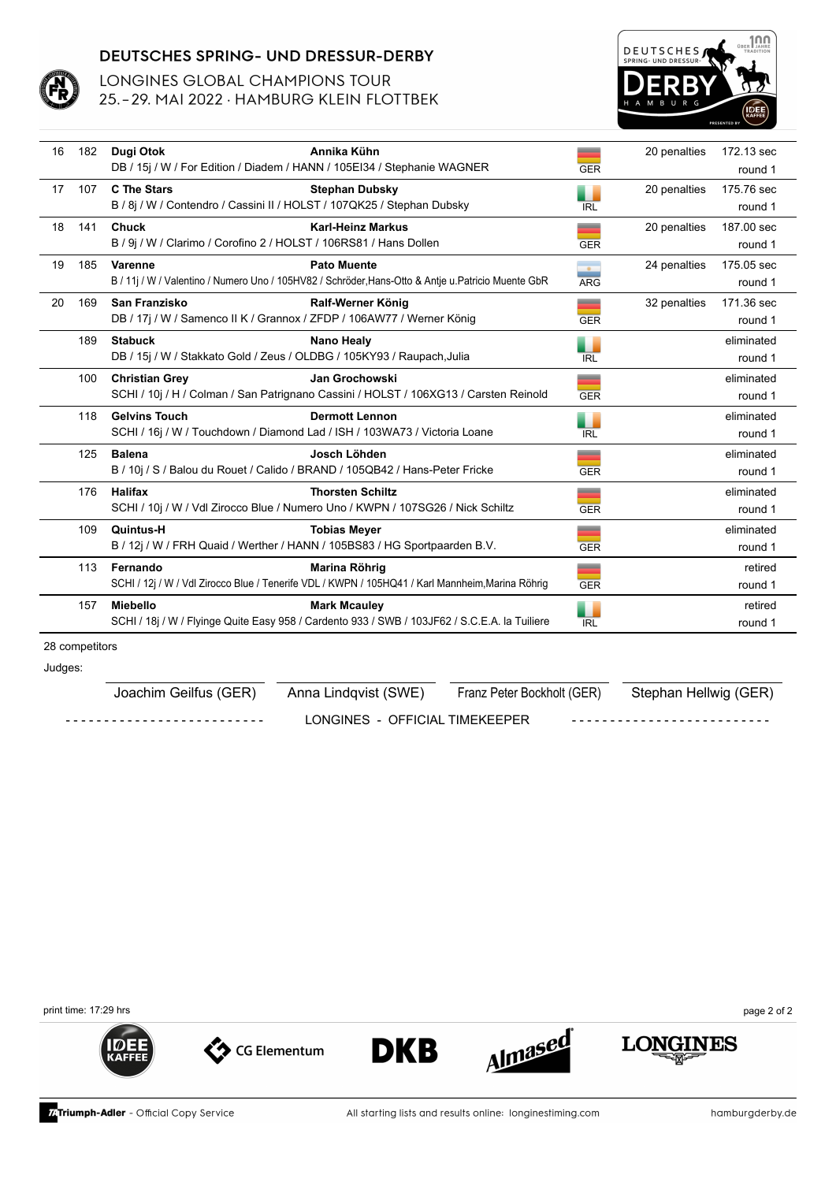| | | | | | | |
|---|---|---|---|---|---|---|
| 16 | 182 | **Dugi Otok** / **Annika Kühn**<br>DB / 15j / W / For Edition / Diadem / HANN / 105EI34 / Stephanie WAGNER | GER | 20 penalties | 172.13 sec | round 1 |
| 17 | 107 | **C The Stars** / **Stephan Dubsky**<br>B / 8j / W / Contendro / Cassini II / HOLST / 107QK25 / Stephan Dubsky | IRL | 20 penalties | 175.76 sec | round 1 |
| 18 | 141 | **Chuck** / **Karl-Heinz Markus**<br>B / 9j / W / Clarimo / Corofino 2 / HOLST / 106RS81 / Hans Dollen | GER | 20 penalties | 187.00 sec | round 1 |
| 19 | 185 | **Varenne** / **Pato Muente**<br>B / 11j / W / Valentino / Numero Uno / 105HV82 / Schröder,Hans-Otto & Antje u.Patricio Muente GbR | ARG | 24 penalties | 175.05 sec | round 1 |
| 20 | 169 | **San Franzisko** / **Ralf-Werner König**<br>DB / 17j / W / Samenco II K / Grannox / ZFDP / 106AW77 / Werner König | GER | 32 penalties | 171.36 sec | round 1 |
| | 189 | **Stabuck** / **Nano Healy**<br>DB / 15j / W / Stakkato Gold / Zeus / OLDBG / 105KY93 / Raupach,Julia | IRL | | eliminated | round 1 |
| | 100 | **Christian Grey** / **Jan Grochowski**<br>SCHI / 10j / H / Colman / San Patrignano Cassini / HOLST / 106XG13 / Carsten Reinold | GER | | eliminated | round 1 |
| | 118 | **Gelvins Touch** / **Dermott Lennon**<br>SCHI / 16j / W / Touchdown / Diamond Lad / ISH / 103WA73 / Victoria Loane | IRL | | eliminated | round 1 |
| | 125 | **Balena** / **Josch Löhden**<br>B / 10j / S / Balou du Rouet / Calido / BRAND / 105QB42 / Hans-Peter Fricke | GER | | eliminated | round 1 |
| | 176 | **Halifax** / **Thorsten Schiltz**<br>SCHI / 10j / W / Vdl Zirocco Blue / Numero Uno / KWPN / 107SG26 / Nick Schiltz | GER | | eliminated | round 1 |
| | 109 | **Quintus-H** / **Tobias Meyer**<br>B / 12j / W / FRH Quaid / Werther / HANN / 105BS83 / HG Sportpaarden B.V. | GER | | eliminated | round 1 |
| | 113 | **Fernando** / **Marina Röhrig**<br>SCHI / 12j / W / Vdl Zirocco Blue / Tenerife VDL / KWPN / 105HQ41 / Karl Mannheim,Marina Röhrig | GER | | retired | round 1 |
| | 157 | **Miebello** / **Mark Mcauley**<br>SCHI / 18j / W / Flyinge Quite Easy 958 / Cardento 933 / SWB / 103JF62 / S.C.E.A. la Tuiliere | IRL | | retired | round 1 |

28 competitors

Judges:

Joachim Geilfus (GER) | Anna Lindqvist (SWE) | Franz Peter Bockholt (GER) | Stephan Hellwig (GER)

LONGINES - OFFICIAL TIMEKEEPER

print time: 17:29 hrs

Triumph-Adler - Official Copy Service

All starting lists and results online: longinestiming.com

hamburgderby.de